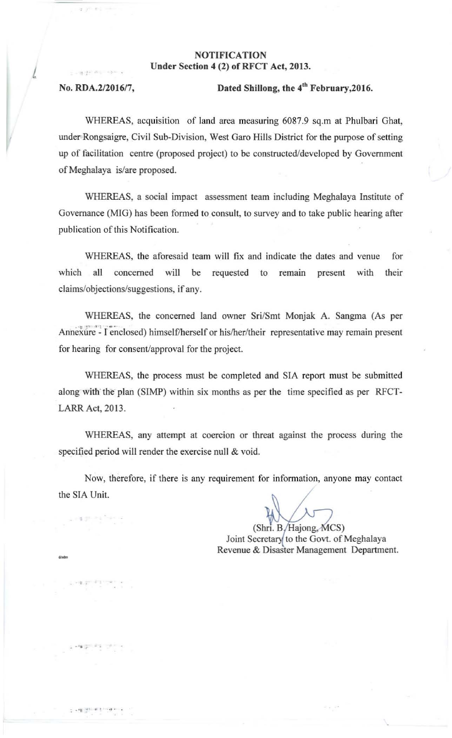**NOTIFICATION**
**Under Section 4 (2) of RFCT Act, 2013.**

**No. RDA.2/2016/7, Dated Shillong, the 4th February,2016.**

WHEREAS, acquisition of land area measuring 6087.9 sq.m at Phulbari Ghat, under Rongsaigre, Civil Sub-Division, West Garo Hills District for the purpose of setting up of facilitation centre (proposed project) to be constructed/developed by Government of Meghalaya is/are proposed.

WHEREAS, a social impact assessment team including Meghalaya Institute of Governance (MIG) has been formed to consult, to survey and to take public hearing after publication of this Notification.

WHEREAS, the aforesaid team will fix and indicate the dates and venue for which all concerned will be requested to remain present with their claims/objections/suggestions, if any.

WHEREAS, the concerned land owner Sri/Smt Monjak A. Sangma (As per Annexure - I enclosed) himself/herself or his/her/their representative may remain present for hearing for consent/approval for the project.

WHEREAS, the process must be completed and SIA report must be submitted along with the plan (SIMP) within six months as per the time specified as per RFCT-LARR Act, 2013.

WHEREAS, any attempt at coercion or threat against the process during the specified period will render the exercise null & void.

Now, therefore, if there is any requirement for information, anyone may contact the SIA Unit.

(Shri. B. Hajong, MCS)
Joint Secretary to the Govt. of Meghalaya
Revenue & Disaster Management Department.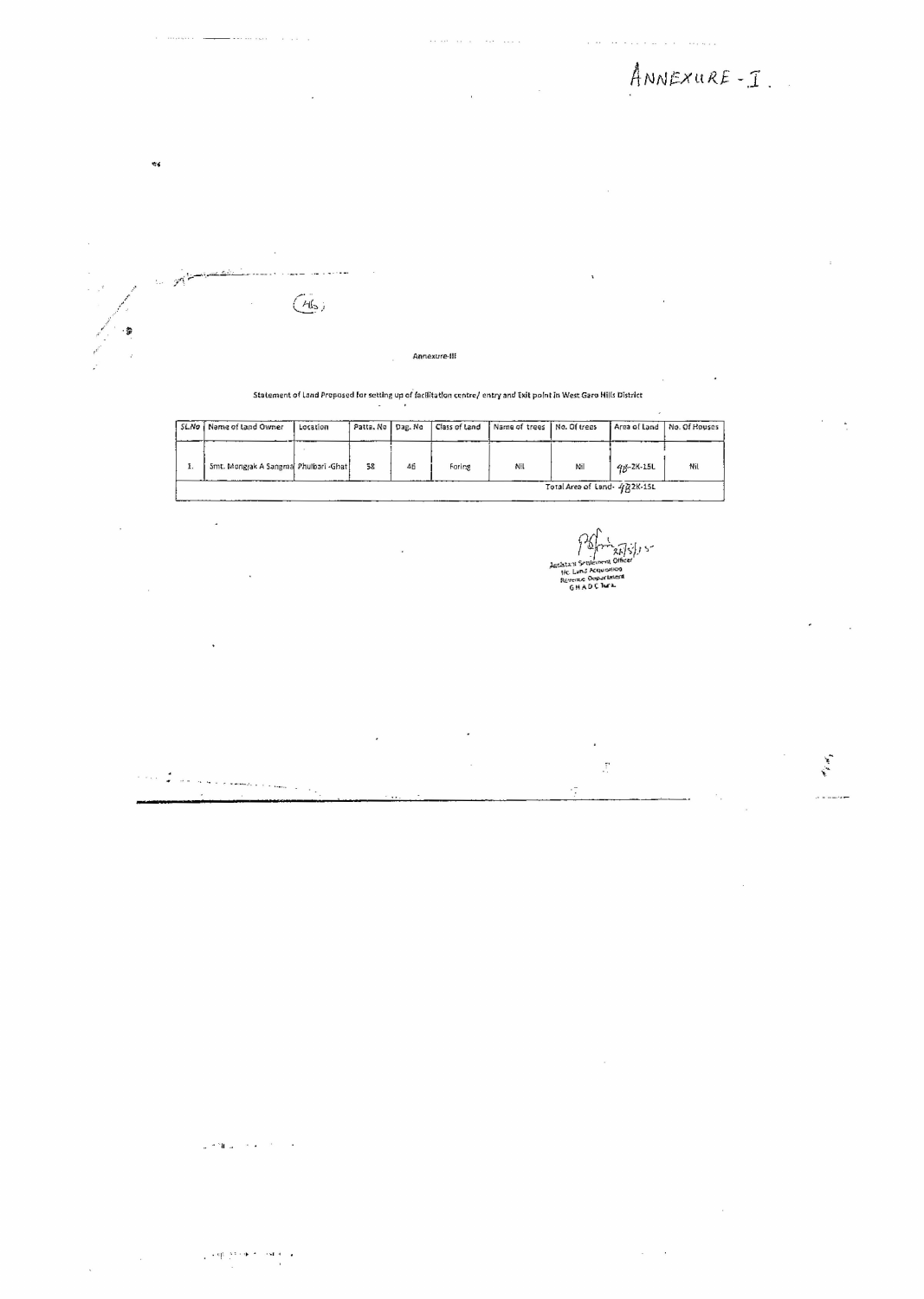ANNEXURE - I.

(46)

Annexure-III

Statement of Land Proposed for setting up of facilitation centre/ entry and Exit point in West Garo Hills District

| SL.No | Name of Land Owner | Location | Patta. No | Dag. No | Class of Land | Name of trees | No. Of trees | Area of Land | No. Of Houses |
|---|---|---|---|---|---|---|---|---|---|
| 1. | Smt. Mongrak A Sangma | Phulbari -Ghat | 58 | 46 | Foring | Nil | Nil | 48-2K-15L | Nil |
| | | | | | | | Total Area of Land- 48-2K-15L | | |

Assistant Settlement Officer
i/c Land Acquisition
Revenue Department
G H A D C Tura.